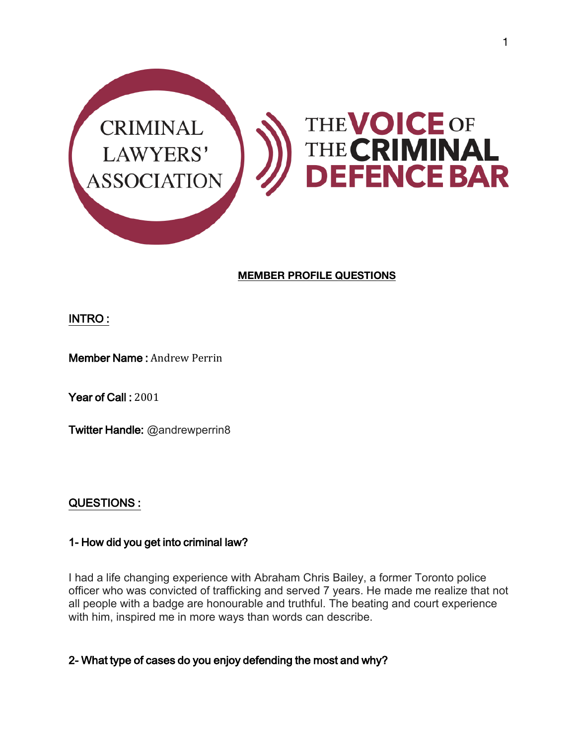CRIMINAL LAWYERS' ASSOCIATION

THE VOICE OF THE CRIMINAL DEFENCE BAR

## MEMBER PROFILE QUESTIONS

### INTRO :

**Member Name :** Andrew Perrin

**Year of Call :** 2001

**Twitter Handle:** @andrewperrin8

### QUESTIONS :

#### 1- How did you get into criminal law?

I had a life changing experience with Abraham Chris Bailey, a former Toronto police officer who was convicted of trafficking and served 7 years. He made me realize that not all people with a badge are honourable and truthful. The beating and court experience with him, inspired me in more ways than words can describe.

#### 2- What type of cases do you enjoy defending the most and why?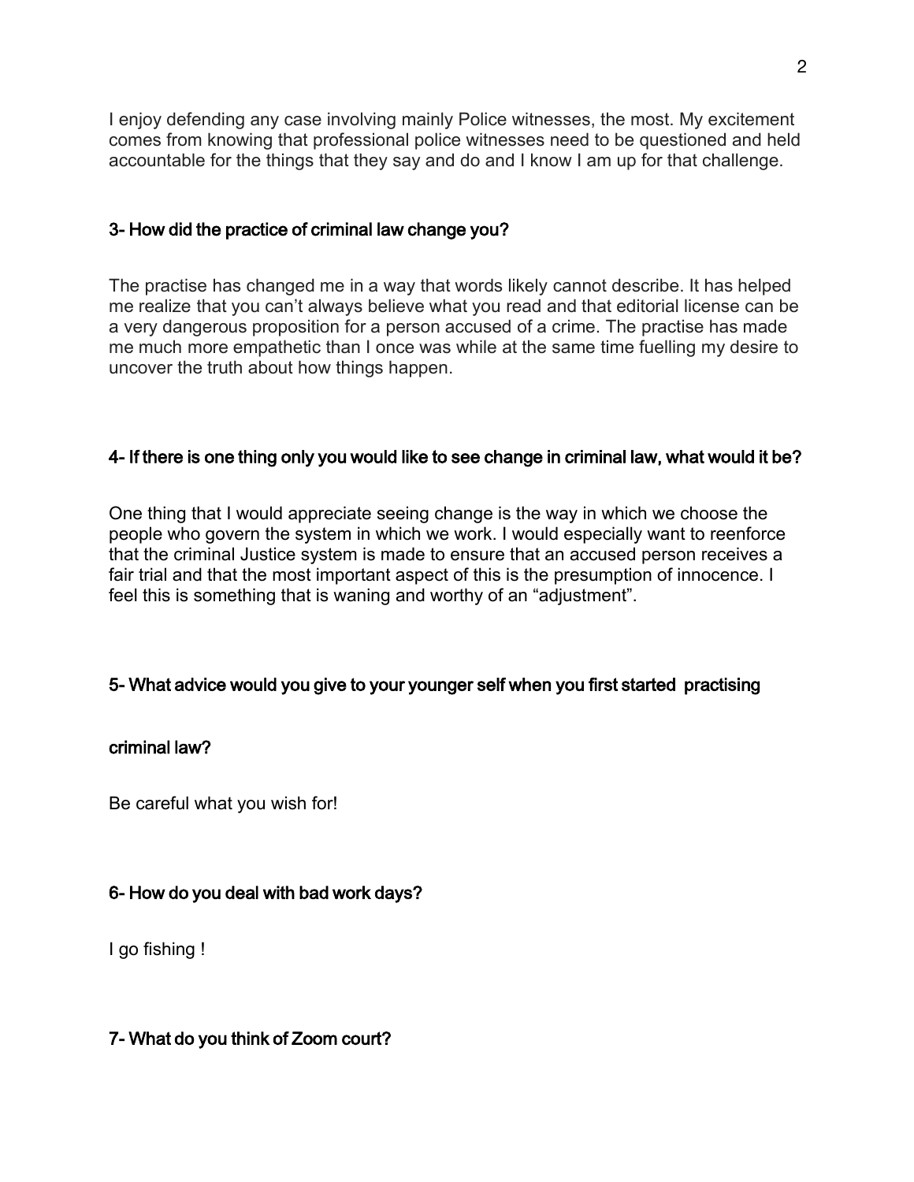I enjoy defending any case involving mainly Police witnesses, the most. My excitement comes from knowing that professional police witnesses need to be questioned and held accountable for the things that they say and do and I know I am up for that challenge.

### 3- How did the practice of criminal law change you?

The practise has changed me in a way that words likely cannot describe. It has helped me realize that you can't always believe what you read and that editorial license can be a very dangerous proposition for a person accused of a crime. The practise has made me much more empathetic than I once was while at the same time fuelling my desire to uncover the truth about how things happen.

### 4- If there is one thing only you would like to see change in criminal law, what would it be?

One thing that I would appreciate seeing change is the way in which we choose the people who govern the system in which we work. I would especially want to reenforce that the criminal Justice system is made to ensure that an accused person receives a fair trial and that the most important aspect of this is the presumption of innocence. I feel this is something that is waning and worthy of an "adjustment".

### 5- What advice would you give to your younger self when you first started practising criminal law?

Be careful what you wish for!

### 6- How do you deal with bad work days?

I go fishing !

### 7- What do you think of Zoom court?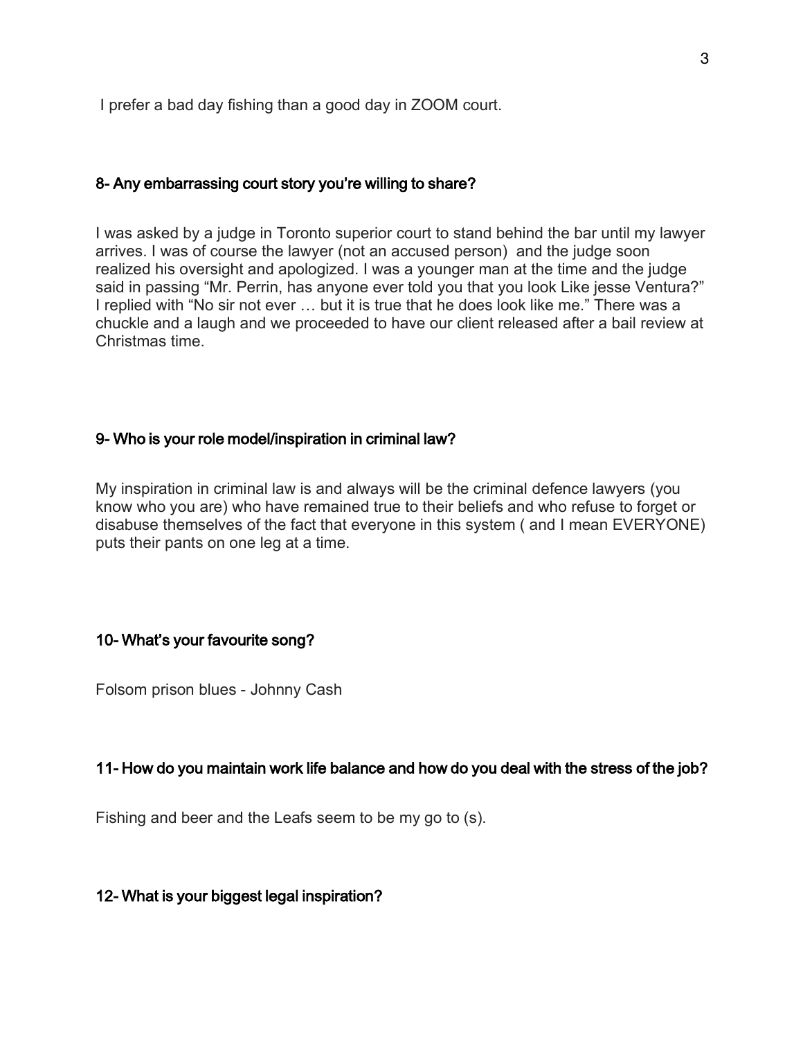I prefer a bad day fishing than a good day in ZOOM court.

### 8- Any embarrassing court story you're willing to share?

I was asked by a judge in Toronto superior court to stand behind the bar until my lawyer arrives. I was of course the lawyer (not an accused person) and the judge soon realized his oversight and apologized. I was a younger man at the time and the judge said in passing "Mr. Perrin, has anyone ever told you that you look Like jesse Ventura?" I replied with "No sir not ever … but it is true that he does look like me." There was a chuckle and a laugh and we proceeded to have our client released after a bail review at Christmas time.

### 9- Who is your role model/inspiration in criminal law?

My inspiration in criminal law is and always will be the criminal defence lawyers (you know who you are) who have remained true to their beliefs and who refuse to forget or disabuse themselves of the fact that everyone in this system ( and I mean EVERYONE) puts their pants on one leg at a time.

### 10- What's your favourite song?

Folsom prison blues - Johnny Cash

### 11- How do you maintain work life balance and how do you deal with the stress of the job?

Fishing and beer and the Leafs seem to be my go to (s).

### 12- What is your biggest legal inspiration?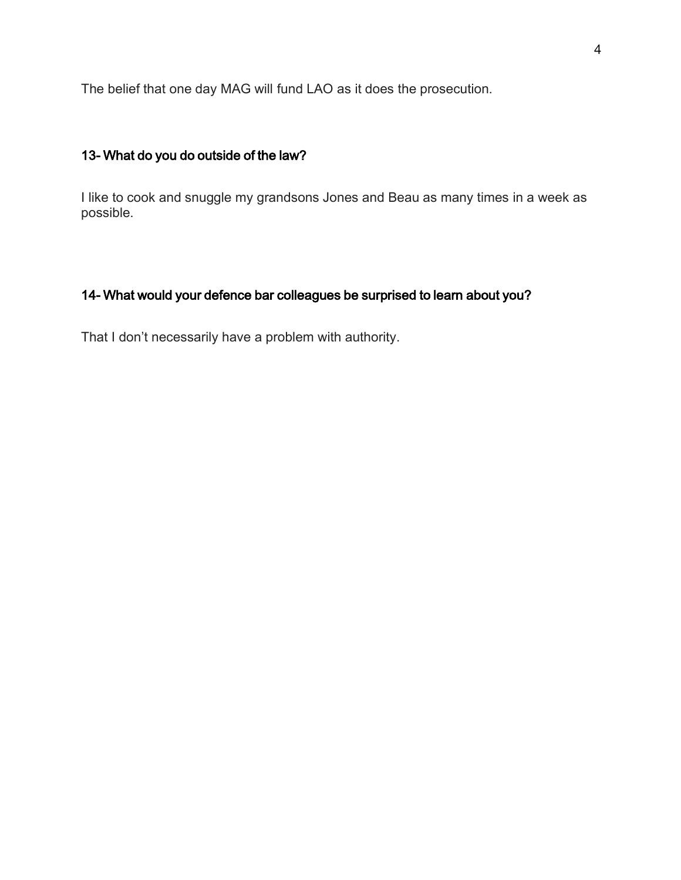The belief that one day MAG will fund LAO as it does the prosecution.

### 13- What do you do outside of the law?

I like to cook and snuggle my grandsons Jones and Beau as many times in a week as possible.

### 14- What would your defence bar colleagues be surprised to learn about you?

That I don't necessarily have a problem with authority.